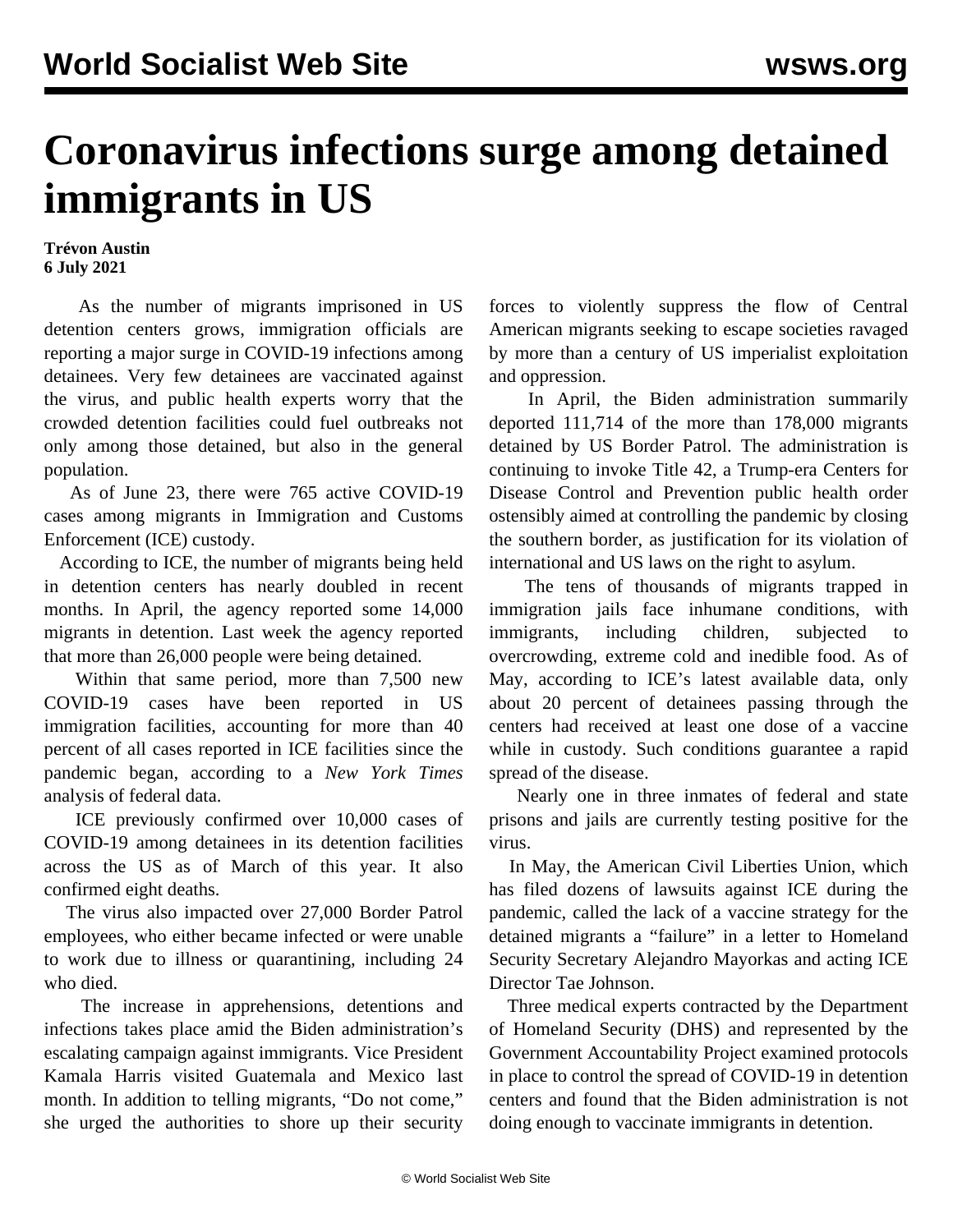# Coronavirus infections surge among detained immigrants in US

**Trévon Austin**
**6 July 2021**

As the number of migrants imprisoned in US detention centers grows, immigration officials are reporting a major surge in COVID-19 infections among detainees. Very few detainees are vaccinated against the virus, and public health experts worry that the crowded detention facilities could fuel outbreaks not only among those detained, but also in the general population.

As of June 23, there were 765 active COVID-19 cases among migrants in Immigration and Customs Enforcement (ICE) custody.

According to ICE, the number of migrants being held in detention centers has nearly doubled in recent months. In April, the agency reported some 14,000 migrants in detention. Last week the agency reported that more than 26,000 people were being detained.

Within that same period, more than 7,500 new COVID-19 cases have been reported in US immigration facilities, accounting for more than 40 percent of all cases reported in ICE facilities since the pandemic began, according to a *New York Times* analysis of federal data.

ICE previously confirmed over 10,000 cases of COVID-19 among detainees in its detention facilities across the US as of March of this year. It also confirmed eight deaths.

The virus also impacted over 27,000 Border Patrol employees, who either became infected or were unable to work due to illness or quarantining, including 24 who died.

The increase in apprehensions, detentions and infections takes place amid the Biden administration's escalating campaign against immigrants. Vice President Kamala Harris visited Guatemala and Mexico last month. In addition to telling migrants, "Do not come," she urged the authorities to shore up their security forces to violently suppress the flow of Central American migrants seeking to escape societies ravaged by more than a century of US imperialist exploitation and oppression.

In April, the Biden administration summarily deported 111,714 of the more than 178,000 migrants detained by US Border Patrol. The administration is continuing to invoke Title 42, a Trump-era Centers for Disease Control and Prevention public health order ostensibly aimed at controlling the pandemic by closing the southern border, as justification for its violation of international and US laws on the right to asylum.

The tens of thousands of migrants trapped in immigration jails face inhumane conditions, with immigrants, including children, subjected to overcrowding, extreme cold and inedible food. As of May, according to ICE's latest available data, only about 20 percent of detainees passing through the centers had received at least one dose of a vaccine while in custody. Such conditions guarantee a rapid spread of the disease.

Nearly one in three inmates of federal and state prisons and jails are currently testing positive for the virus.

In May, the American Civil Liberties Union, which has filed dozens of lawsuits against ICE during the pandemic, called the lack of a vaccine strategy for the detained migrants a "failure" in a letter to Homeland Security Secretary Alejandro Mayorkas and acting ICE Director Tae Johnson.

Three medical experts contracted by the Department of Homeland Security (DHS) and represented by the Government Accountability Project examined protocols in place to control the spread of COVID-19 in detention centers and found that the Biden administration is not doing enough to vaccinate immigrants in detention.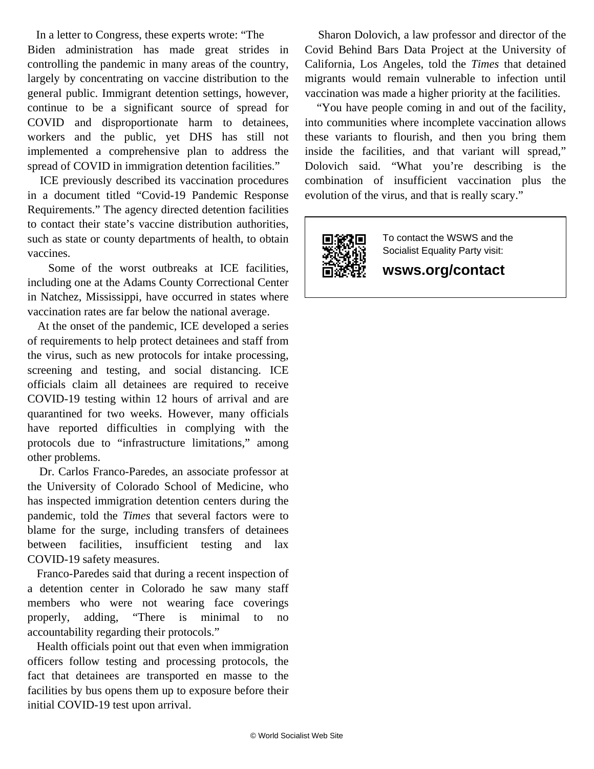In a letter to Congress, these experts wrote: "The Biden administration has made great strides in controlling the pandemic in many areas of the country, largely by concentrating on vaccine distribution to the general public. Immigrant detention settings, however, continue to be a significant source of spread for COVID and disproportionate harm to detainees, workers and the public, yet DHS has still not implemented a comprehensive plan to address the spread of COVID in immigration detention facilities."

ICE previously described its vaccination procedures in a document titled "Covid-19 Pandemic Response Requirements." The agency directed detention facilities to contact their state's vaccine distribution authorities, such as state or county departments of health, to obtain vaccines.

Some of the worst outbreaks at ICE facilities, including one at the Adams County Correctional Center in Natchez, Mississippi, have occurred in states where vaccination rates are far below the national average.

At the onset of the pandemic, ICE developed a series of requirements to help protect detainees and staff from the virus, such as new protocols for intake processing, screening and testing, and social distancing. ICE officials claim all detainees are required to receive COVID-19 testing within 12 hours of arrival and are quarantined for two weeks. However, many officials have reported difficulties in complying with the protocols due to "infrastructure limitations," among other problems.

Dr. Carlos Franco-Paredes, an associate professor at the University of Colorado School of Medicine, who has inspected immigration detention centers during the pandemic, told the *Times* that several factors were to blame for the surge, including transfers of detainees between facilities, insufficient testing and lax COVID-19 safety measures.

Franco-Paredes said that during a recent inspection of a detention center in Colorado he saw many staff members who were not wearing face coverings properly, adding, "There is minimal to no accountability regarding their protocols."

Health officials point out that even when immigration officers follow testing and processing protocols, the fact that detainees are transported en masse to the facilities by bus opens them up to exposure before their initial COVID-19 test upon arrival.

Sharon Dolovich, a law professor and director of the Covid Behind Bars Data Project at the University of California, Los Angeles, told the *Times* that detained migrants would remain vulnerable to infection until vaccination was made a higher priority at the facilities.

"You have people coming in and out of the facility, into communities where incomplete vaccination allows these variants to flourish, and then you bring them inside the facilities, and that variant will spread," Dolovich said. "What you're describing is the combination of insufficient vaccination plus the evolution of the virus, and that is really scary."

To contact the WSWS and the Socialist Equality Party visit:

**wsws.org/contact**